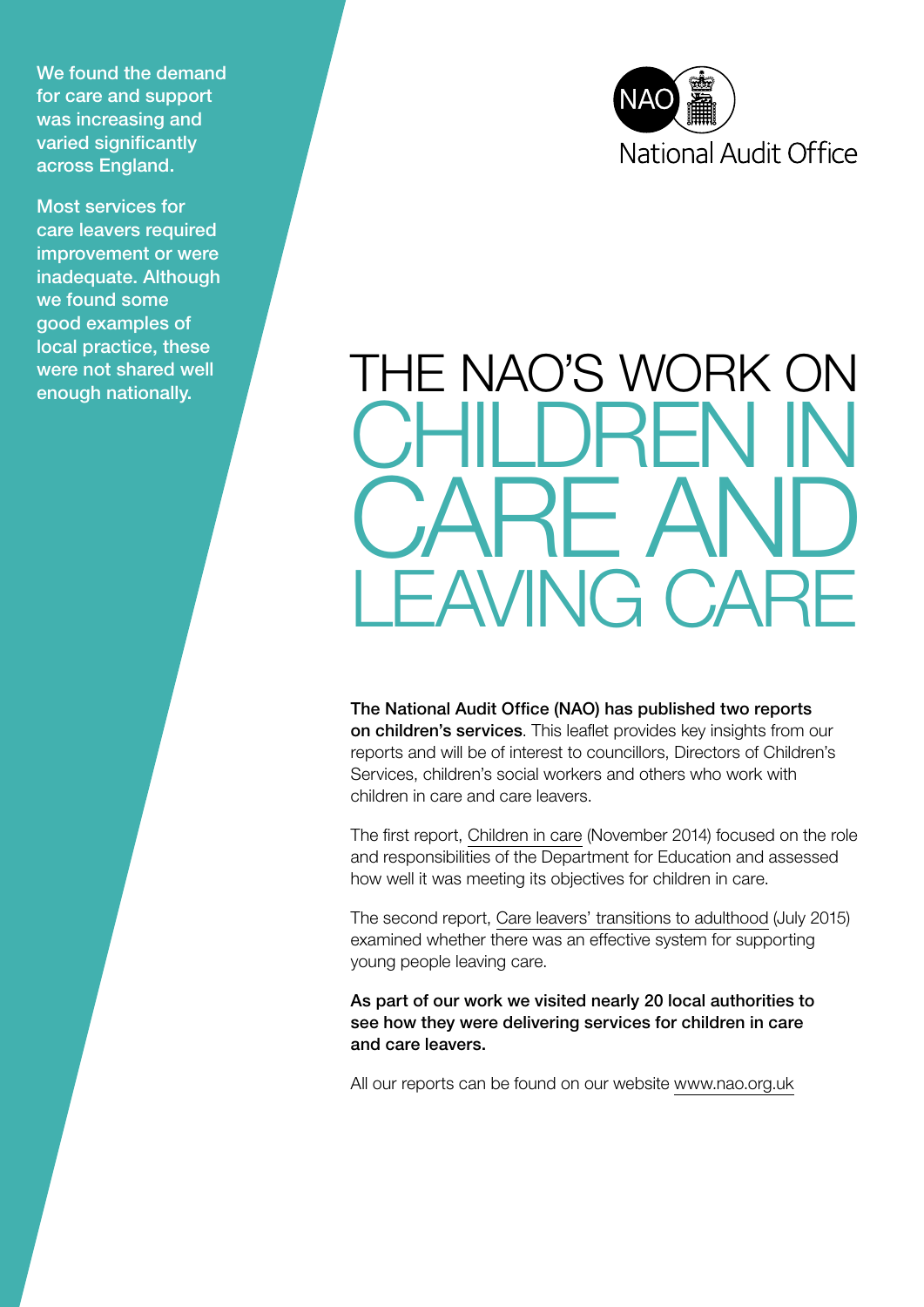We found the demand for care and support was increasing and varied significantly across England.

Most services for care leavers required improvement or were inadequate. Although we found some good examples of local practice, these were not shared well enough nationally.

National Audit Office

# THE NAO'S WORK ON CHILDREN IN CARE AND LEAVING CARE

**The National Audit Office (NAO) has published two reports on children's services**. This leaflet provides key insights from our reports and will be of interest to councillors, Directors of Children's Services, children's social workers and others who work with children in care and care leavers.

The first report, Children in care (November 2014) focused on the role and responsibilities of the Department for Education and assessed how well it was meeting its objectives for children in care.

The second report, Care leavers' transitions to adulthood (July 2015) examined whether there was an effective system for supporting young people leaving care.

**As part of our work we visited nearly 20 local authorities to see how they were delivering services for children in care and care leavers.**

All our reports can be found on our website www.nao.org.uk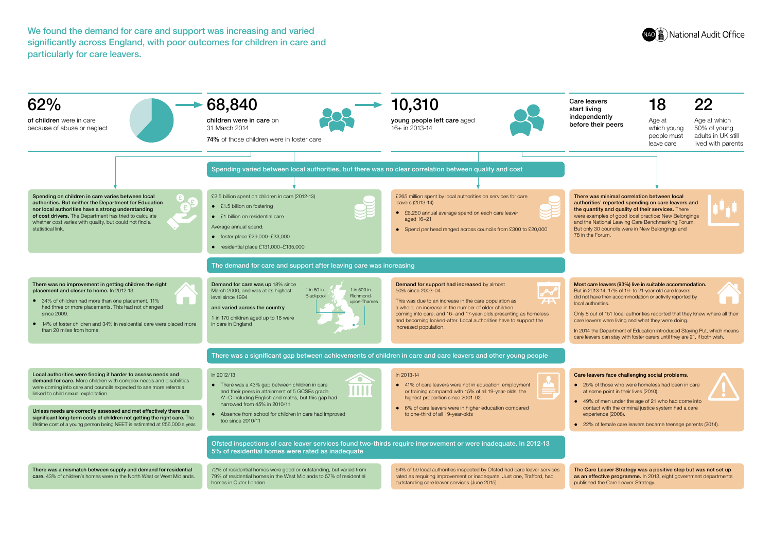# We found the demand for care and support was increasing and varied significantly across England, with poor outcomes for children in care and particularly for care leavers.

National Audit Office

**62%**

**of children** were in care because of abuse or neglect

**68,840**

**children were in care** on 31 March 2014

**74%** of those children were in foster care

**10,310**

**young people left care** aged 16+ in 2013-14

**Care leavers start living independently before their peers**

**18**

Age at which young people must leave care

**22**

Age at which 50% of young adults in UK still lived with parents

## Spending varied between local authorities, but there was no clear correlation between quality and cost

**Spending on children in care varies between local authorities. But neither the Department for Education nor local authorities have a strong understanding of cost drivers.** The Department has tried to calculate whether cost varies with quality, but could not find a statistical link.

£2.5 billion spent on children in care (2012-13)

- £1.5 billion on fostering
- £1 billion on residential care

Average annual spend:

- foster place £29,000–£33,000
- residential place £131,000–£135,000

£265 million spent by local authorities on services for care leavers (2013-14)

- £6,250 annual average spend on each care leaver aged 16–21
- Spend per head ranged across councils from £300 to £20,000

**There was minimal correlation between local authorities' reported spending on care leavers and the quantity and quality of their services.** There were examples of good local practice: New Belongings and the National Leaving Care Benchmarking Forum. But only 30 councils were in New Belongings and 78 in the Forum.

## The demand for care and support after leaving care was increasing

**There was no improvement in getting children the right placement and closer to home.** In 2012-13:

- 34% of children had more than one placement, 11% had three or more placements. This had not changed since 2009.
- 14% of foster children and 34% in residential care were placed more than 20 miles from home.

**Demand for care was up** 18% since March 2000, and was at its highest level since 1994

**and varied across the country**

1 in 60 in Blackpool

1 in 500 in Richmond-upon-Thames

1 in 170 children aged up to 18 were in care in England

**Demand for support had increased** by almost 50% since 2003-04

This was due to an increase in the care population as a whole; an increase in the number of older children coming into care; and 16- and 17-year-olds presenting as homeless and becoming looked-after. Local authorities have to support the increased population.

**Most care leavers (93%) live in suitable accommodation.** But in 2013-14, 17% of 19- to 21-year-old care leavers did not have their accommodation or activity reported by local authorities.

Only 8 out of 151 local authorities reported that they knew where all their care leavers were living and what they were doing.

In 2014 the Department of Education introduced Staying Put, which means care leavers can stay with foster carers until they are 21, if both wish.

## There was a significant gap between achievements of children in care and care leavers and other young people

**Local authorities were finding it harder to assess needs and demand for care.** More children with complex needs and disabilities were coming into care and councils expected to see more referrals linked to child sexual exploitation.

**Unless needs are correctly assessed and met effectively there are significant long-term costs of children not getting the right care.** The lifetime cost of a young person being NEET is estimated at £56,000 a year.

In 2012/13

- There was a 43% gap between children in care and their peers in attainment of 5 GCSEs grade A*–C including English and maths, but this gap had narrowed from 45% in 2010/11
- Absence from school for children in care had improved too since 2010/11

In 2013-14

- 41% of care leavers were not in education, employment or training compared with 15% of all 19-year-olds, the highest proportion since 2001-02.
- 6% of care leavers were in higher education compared to one-third of all 19-year-olds

**Care leavers face challenging social problems.**

- 25% of those who were homeless had been in care at some point in their lives (2010).
- 49% of men under the age of 21 who had come into contact with the criminal justice system had a care experience (2008).
- 22% of female care leavers became teenage parents (2014).

## Ofsted inspections of care leaver services found two-thirds require improvement or were inadequate. In 2012-13 5% of residential homes were rated as inadequate

**There was a mismatch between supply and demand for residential care.** 43% of children's homes were in the North West or West Midlands.

72% of residential homes were good or outstanding, but varied from 79% of residential homes in the West Midlands to 57% of residential homes in Outer London.

64% of 59 local authorities inspected by Ofsted had care leaver services rated as requiring improvement or inadequate. Just one, Trafford, had outstanding care leaver services (June 2015).

**The Care Leaver Strategy was a positive step but was not set up as an effective programme.** In 2013, eight government departments published the Care Leaver Strategy.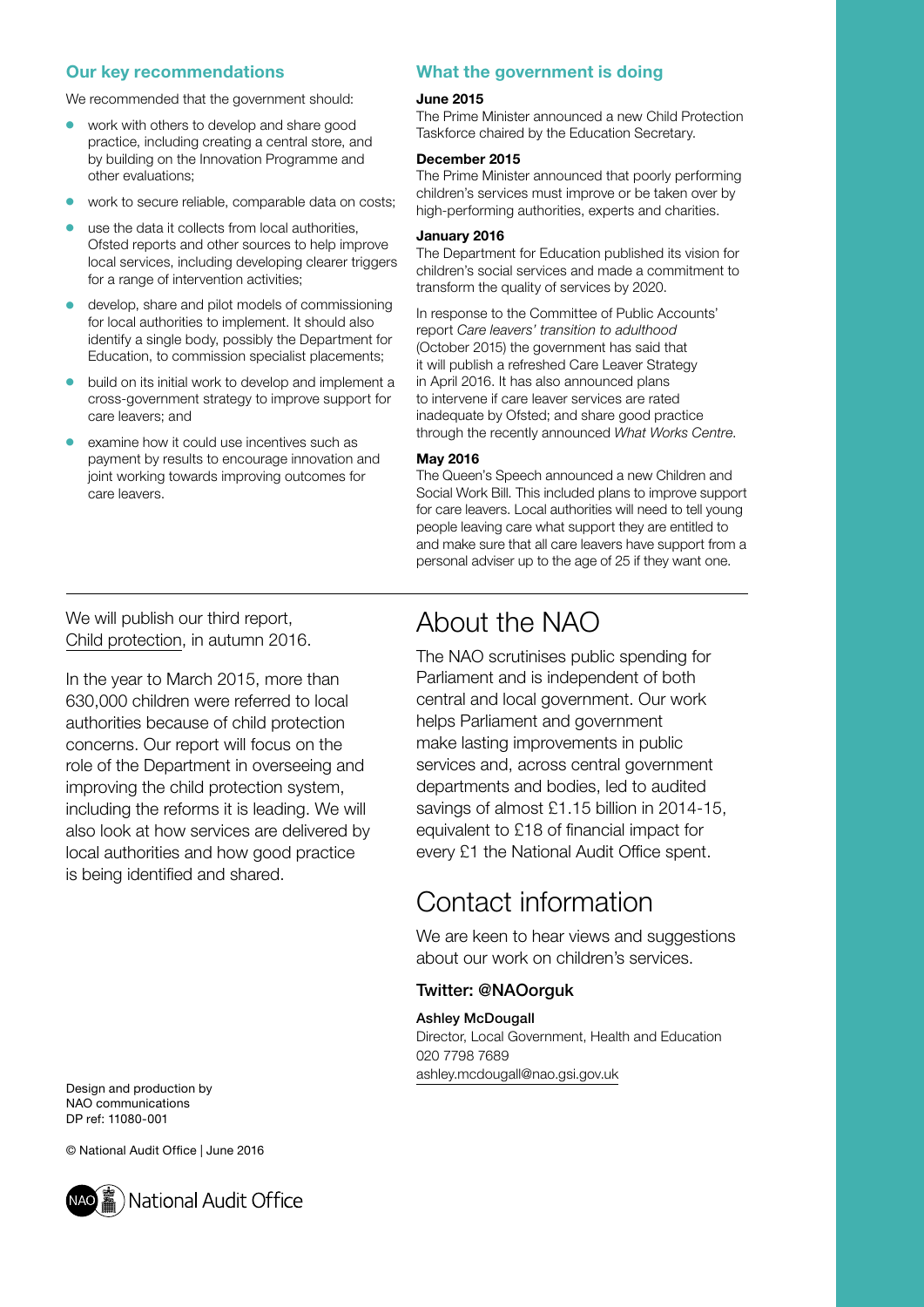## Our key recommendations

We recommended that the government should:

- work with others to develop and share good practice, including creating a central store, and by building on the Innovation Programme and other evaluations;
- work to secure reliable, comparable data on costs;
- use the data it collects from local authorities, Ofsted reports and other sources to help improve local services, including developing clearer triggers for a range of intervention activities;
- develop, share and pilot models of commissioning for local authorities to implement. It should also identify a single body, possibly the Department for Education, to commission specialist placements;
- build on its initial work to develop and implement a cross-government strategy to improve support for care leavers; and
- examine how it could use incentives such as payment by results to encourage innovation and joint working towards improving outcomes for care leavers.

## What the government is doing

**June 2015**
The Prime Minister announced a new Child Protection Taskforce chaired by the Education Secretary.

**December 2015**
The Prime Minister announced that poorly performing children's services must improve or be taken over by high-performing authorities, experts and charities.

**January 2016**
The Department for Education published its vision for children's social services and made a commitment to transform the quality of services by 2020.

In response to the Committee of Public Accounts' report *Care leavers' transition to adulthood* (October 2015) the government has said that it will publish a refreshed Care Leaver Strategy in April 2016. It has also announced plans to intervene if care leaver services are rated inadequate by Ofsted; and share good practice through the recently announced *What Works Centre*.

**May 2016**
The Queen's Speech announced a new Children and Social Work Bill. This included plans to improve support for care leavers. Local authorities will need to tell young people leaving care what support they are entitled to and make sure that all care leavers have support from a personal adviser up to the age of 25 if they want one.

---

We will publish our third report, Child protection, in autumn 2016.

In the year to March 2015, more than 630,000 children were referred to local authorities because of child protection concerns. Our report will focus on the role of the Department in overseeing and improving the child protection system, including the reforms it is leading. We will also look at how services are delivered by local authorities and how good practice is being identified and shared.

# About the NAO

The NAO scrutinises public spending for Parliament and is independent of both central and local government. Our work helps Parliament and government make lasting improvements in public services and, across central government departments and bodies, led to audited savings of almost £1.15 billion in 2014-15, equivalent to £18 of financial impact for every £1 the National Audit Office spent.

# Contact information

We are keen to hear views and suggestions about our work on children's services.

**Twitter: @NAOorguk**

**Ashley McDougall**
Director, Local Government, Health and Education
020 7798 7689
ashley.mcdougall@nao.gsi.gov.uk

Design and production by NAO communications
DP ref: 11080-001

© National Audit Office | June 2016

National Audit Office